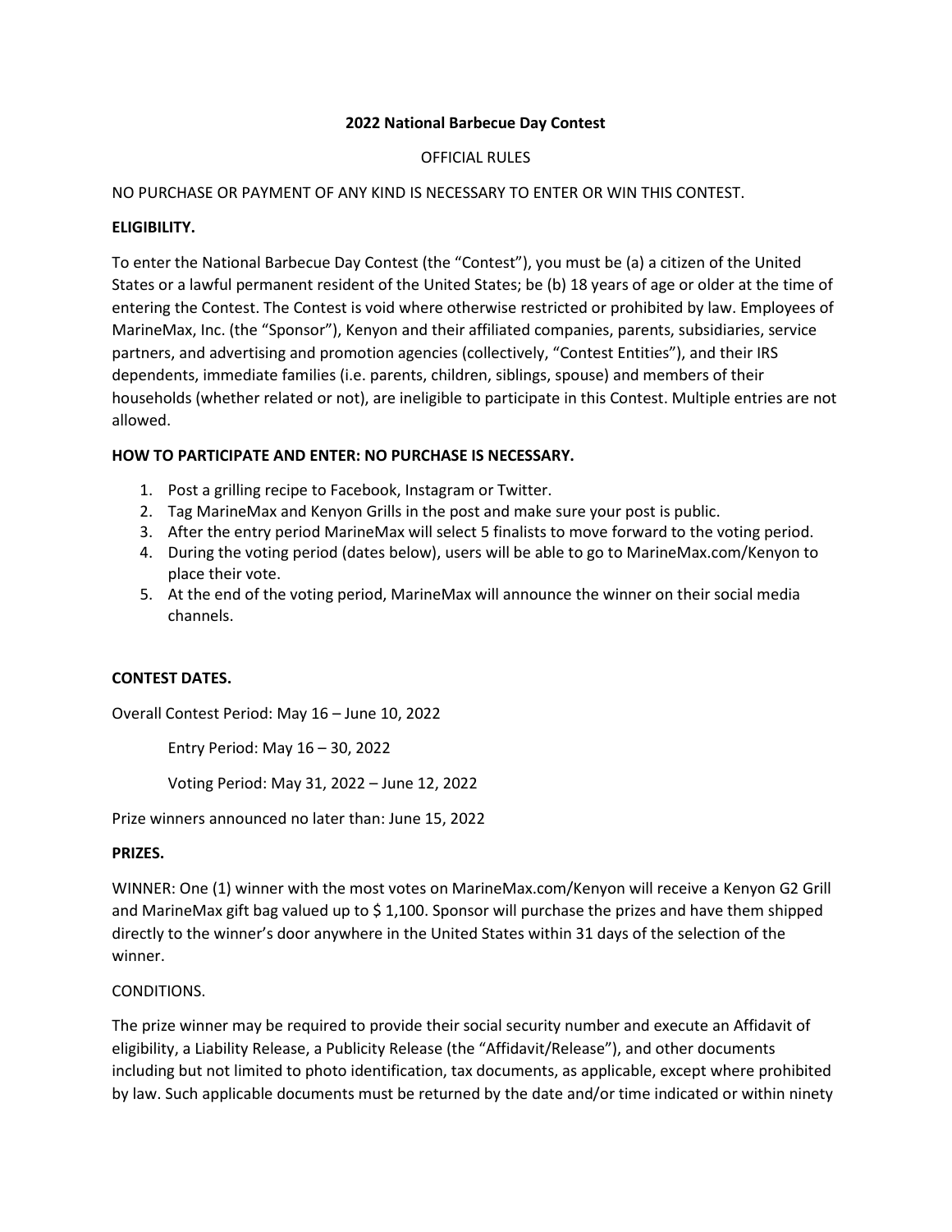# 2022 National Barbecue Day Contest

OFFICIAL RULES

NO PURCHASE OR PAYMENT OF ANY KIND IS NECESSARY TO ENTER OR WIN THIS CONTEST.

**ELIGIBILITY.**

To enter the National Barbecue Day Contest (the "Contest"), you must be (a) a citizen of the United States or a lawful permanent resident of the United States; be (b) 18 years of age or older at the time of entering the Contest. The Contest is void where otherwise restricted or prohibited by law. Employees of MarineMax, Inc. (the "Sponsor"), Kenyon and their affiliated companies, parents, subsidiaries, service partners, and advertising and promotion agencies (collectively, "Contest Entities"), and their IRS dependents, immediate families (i.e. parents, children, siblings, spouse) and members of their households (whether related or not), are ineligible to participate in this Contest. Multiple entries are not allowed.

**HOW TO PARTICIPATE AND ENTER: NO PURCHASE IS NECESSARY.**

1. Post a grilling recipe to Facebook, Instagram or Twitter.
2. Tag MarineMax and Kenyon Grills in the post and make sure your post is public.
3. After the entry period MarineMax will select 5 finalists to move forward to the voting period.
4. During the voting period (dates below), users will be able to go to MarineMax.com/Kenyon to place their vote.
5. At the end of the voting period, MarineMax will announce the winner on their social media channels.

**CONTEST DATES.**

Overall Contest Period: May 16 – June 10, 2022

Entry Period: May 16 – 30, 2022

Voting Period: May 31, 2022 – June 12, 2022

Prize winners announced no later than: June 15, 2022

**PRIZES.**

WINNER: One (1) winner with the most votes on MarineMax.com/Kenyon will receive a Kenyon G2 Grill and MarineMax gift bag valued up to $ 1,100. Sponsor will purchase the prizes and have them shipped directly to the winner's door anywhere in the United States within 31 days of the selection of the winner.

CONDITIONS.

The prize winner may be required to provide their social security number and execute an Affidavit of eligibility, a Liability Release, a Publicity Release (the "Affidavit/Release"), and other documents including but not limited to photo identification, tax documents, as applicable, except where prohibited by law. Such applicable documents must be returned by the date and/or time indicated or within ninety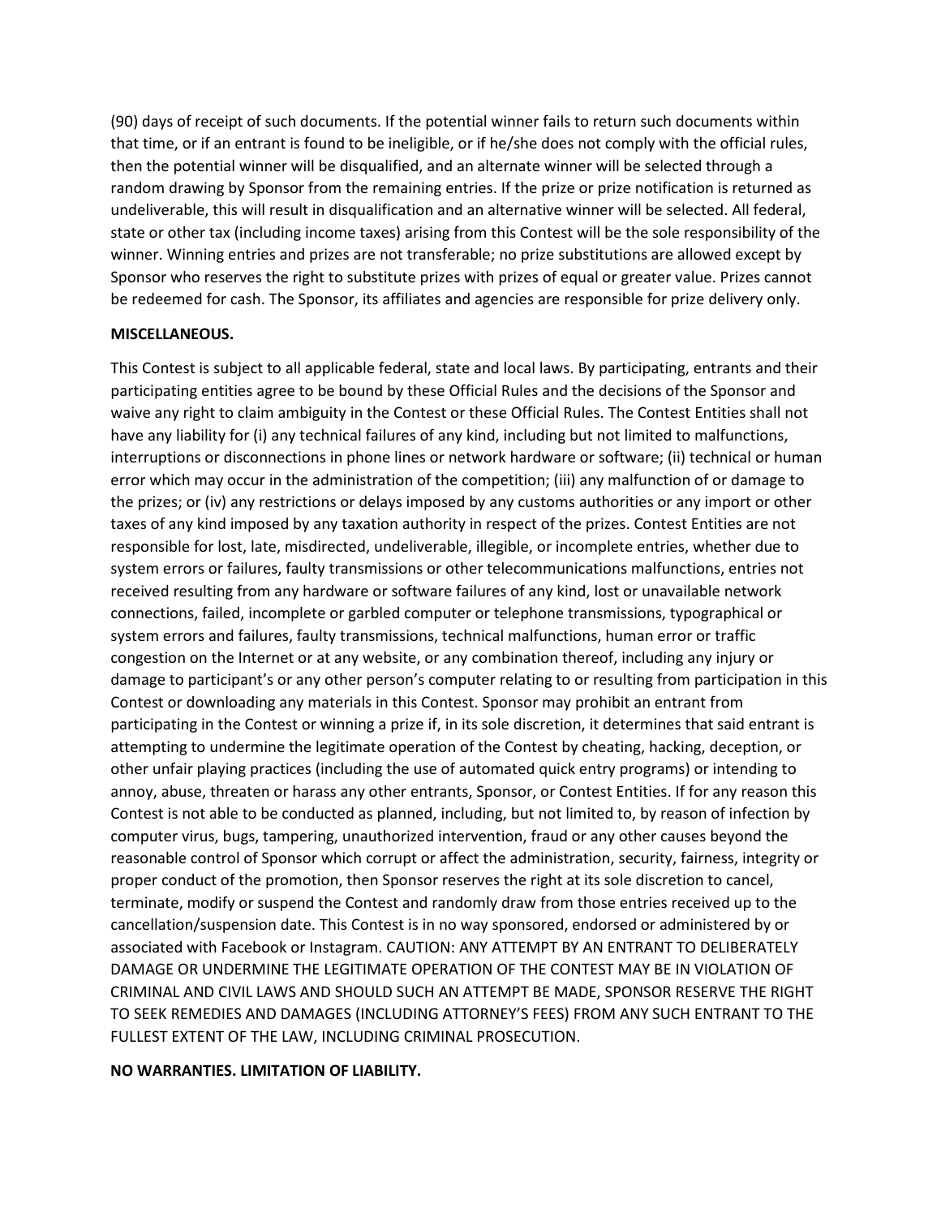(90) days of receipt of such documents. If the potential winner fails to return such documents within that time, or if an entrant is found to be ineligible, or if he/she does not comply with the official rules, then the potential winner will be disqualified, and an alternate winner will be selected through a random drawing by Sponsor from the remaining entries. If the prize or prize notification is returned as undeliverable, this will result in disqualification and an alternative winner will be selected. All federal, state or other tax (including income taxes) arising from this Contest will be the sole responsibility of the winner. Winning entries and prizes are not transferable; no prize substitutions are allowed except by Sponsor who reserves the right to substitute prizes with prizes of equal or greater value. Prizes cannot be redeemed for cash. The Sponsor, its affiliates and agencies are responsible for prize delivery only.

**MISCELLANEOUS.**

This Contest is subject to all applicable federal, state and local laws. By participating, entrants and their participating entities agree to be bound by these Official Rules and the decisions of the Sponsor and waive any right to claim ambiguity in the Contest or these Official Rules. The Contest Entities shall not have any liability for (i) any technical failures of any kind, including but not limited to malfunctions, interruptions or disconnections in phone lines or network hardware or software; (ii) technical or human error which may occur in the administration of the competition; (iii) any malfunction of or damage to the prizes; or (iv) any restrictions or delays imposed by any customs authorities or any import or other taxes of any kind imposed by any taxation authority in respect of the prizes. Contest Entities are not responsible for lost, late, misdirected, undeliverable, illegible, or incomplete entries, whether due to system errors or failures, faulty transmissions or other telecommunications malfunctions, entries not received resulting from any hardware or software failures of any kind, lost or unavailable network connections, failed, incomplete or garbled computer or telephone transmissions, typographical or system errors and failures, faulty transmissions, technical malfunctions, human error or traffic congestion on the Internet or at any website, or any combination thereof, including any injury or damage to participant's or any other person's computer relating to or resulting from participation in this Contest or downloading any materials in this Contest. Sponsor may prohibit an entrant from participating in the Contest or winning a prize if, in its sole discretion, it determines that said entrant is attempting to undermine the legitimate operation of the Contest by cheating, hacking, deception, or other unfair playing practices (including the use of automated quick entry programs) or intending to annoy, abuse, threaten or harass any other entrants, Sponsor, or Contest Entities. If for any reason this Contest is not able to be conducted as planned, including, but not limited to, by reason of infection by computer virus, bugs, tampering, unauthorized intervention, fraud or any other causes beyond the reasonable control of Sponsor which corrupt or affect the administration, security, fairness, integrity or proper conduct of the promotion, then Sponsor reserves the right at its sole discretion to cancel, terminate, modify or suspend the Contest and randomly draw from those entries received up to the cancellation/suspension date. This Contest is in no way sponsored, endorsed or administered by or associated with Facebook or Instagram. CAUTION: ANY ATTEMPT BY AN ENTRANT TO DELIBERATELY DAMAGE OR UNDERMINE THE LEGITIMATE OPERATION OF THE CONTEST MAY BE IN VIOLATION OF CRIMINAL AND CIVIL LAWS AND SHOULD SUCH AN ATTEMPT BE MADE, SPONSOR RESERVE THE RIGHT TO SEEK REMEDIES AND DAMAGES (INCLUDING ATTORNEY'S FEES) FROM ANY SUCH ENTRANT TO THE FULLEST EXTENT OF THE LAW, INCLUDING CRIMINAL PROSECUTION.

**NO WARRANTIES. LIMITATION OF LIABILITY.**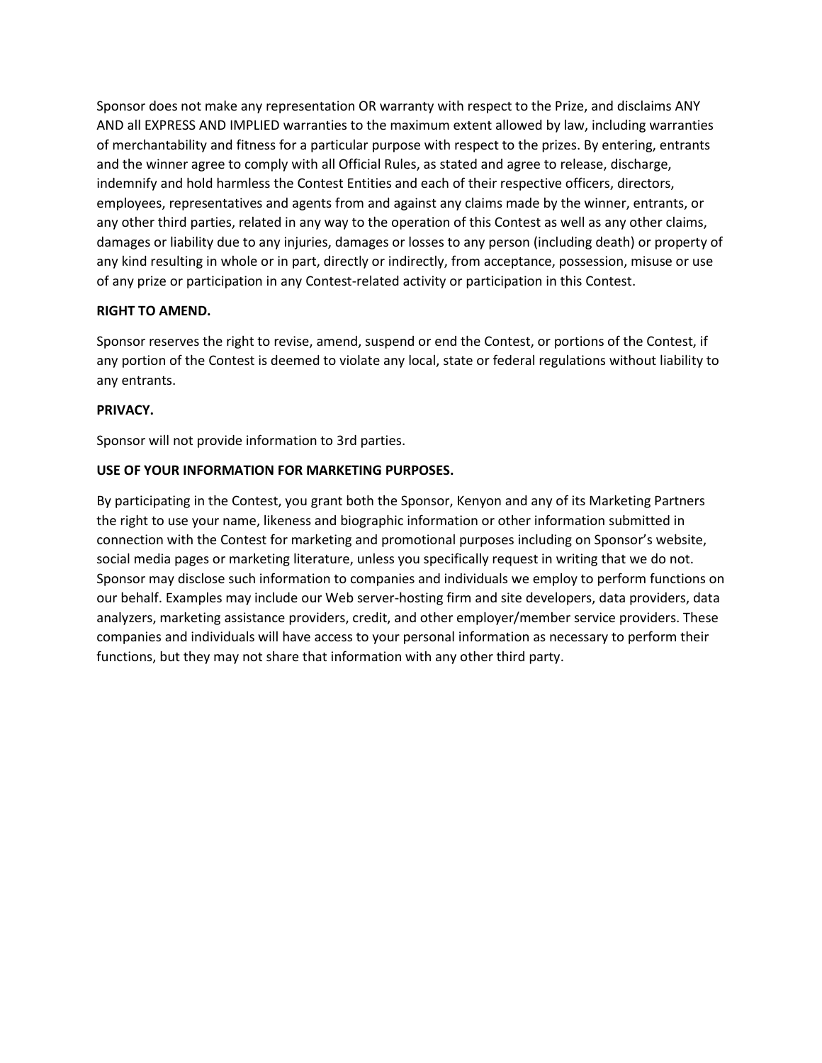Sponsor does not make any representation OR warranty with respect to the Prize, and disclaims ANY AND all EXPRESS AND IMPLIED warranties to the maximum extent allowed by law, including warranties of merchantability and fitness for a particular purpose with respect to the prizes. By entering, entrants and the winner agree to comply with all Official Rules, as stated and agree to release, discharge, indemnify and hold harmless the Contest Entities and each of their respective officers, directors, employees, representatives and agents from and against any claims made by the winner, entrants, or any other third parties, related in any way to the operation of this Contest as well as any other claims, damages or liability due to any injuries, damages or losses to any person (including death) or property of any kind resulting in whole or in part, directly or indirectly, from acceptance, possession, misuse or use of any prize or participation in any Contest-related activity or participation in this Contest.

**RIGHT TO AMEND.**

Sponsor reserves the right to revise, amend, suspend or end the Contest, or portions of the Contest, if any portion of the Contest is deemed to violate any local, state or federal regulations without liability to any entrants.

**PRIVACY.**

Sponsor will not provide information to 3rd parties.

**USE OF YOUR INFORMATION FOR MARKETING PURPOSES.**

By participating in the Contest, you grant both the Sponsor, Kenyon and any of its Marketing Partners the right to use your name, likeness and biographic information or other information submitted in connection with the Contest for marketing and promotional purposes including on Sponsor's website, social media pages or marketing literature, unless you specifically request in writing that we do not. Sponsor may disclose such information to companies and individuals we employ to perform functions on our behalf. Examples may include our Web server-hosting firm and site developers, data providers, data analyzers, marketing assistance providers, credit, and other employer/member service providers. These companies and individuals will have access to your personal information as necessary to perform their functions, but they may not share that information with any other third party.